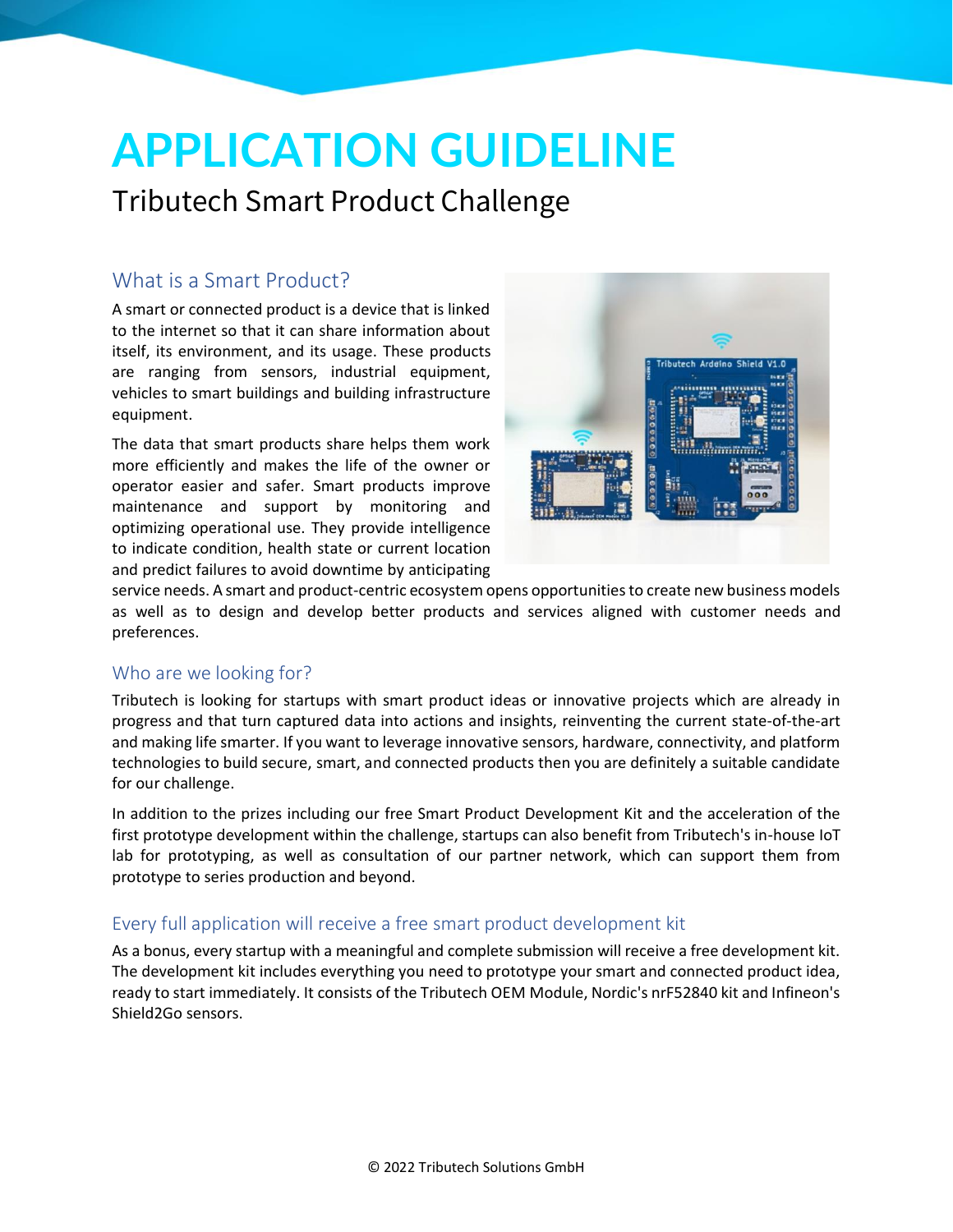# APPLICATION GUIDELINE

Tributech Smart Product Challenge

## What is a Smart Product?

A smart or connected product is a device that is linked to the internet so that it can share information about itself, its environment, and its usage. These products are ranging from sensors, industrial equipment, vehicles to smart buildings and building infrastructure equipment.

The data that smart products share helps them work more efficiently and makes the life of the owner or operator easier and safer. Smart products improve maintenance and support by monitoring and optimizing operational use. They provide intelligence to indicate condition, health state or current location and predict failures to avoid downtime by anticipating service needs. A smart and product-centric ecosystem opens opportunities to create new business models as well as to design and develop better products and services aligned with customer needs and preferences.

## Who are we looking for?

Tributech is looking for startups with smart product ideas or innovative projects which are already in progress and that turn captured data into actions and insights, reinventing the current state-of-the-art and making life smarter. If you want to leverage innovative sensors, hardware, connectivity, and platform technologies to build secure, smart, and connected products then you are definitely a suitable candidate for our challenge.

In addition to the prizes including our free Smart Product Development Kit and the acceleration of the first prototype development within the challenge, startups can also benefit from Tributech's in-house IoT lab for prototyping, as well as consultation of our partner network, which can support them from prototype to series production and beyond.

## Every full application will receive a free smart product development kit

As a bonus, every startup with a meaningful and complete submission will receive a free development kit. The development kit includes everything you need to prototype your smart and connected product idea, ready to start immediately. It consists of the Tributech OEM Module, Nordic's nrF52840 kit and Infineon's Shield2Go sensors.

© 2022 Tributech Solutions GmbH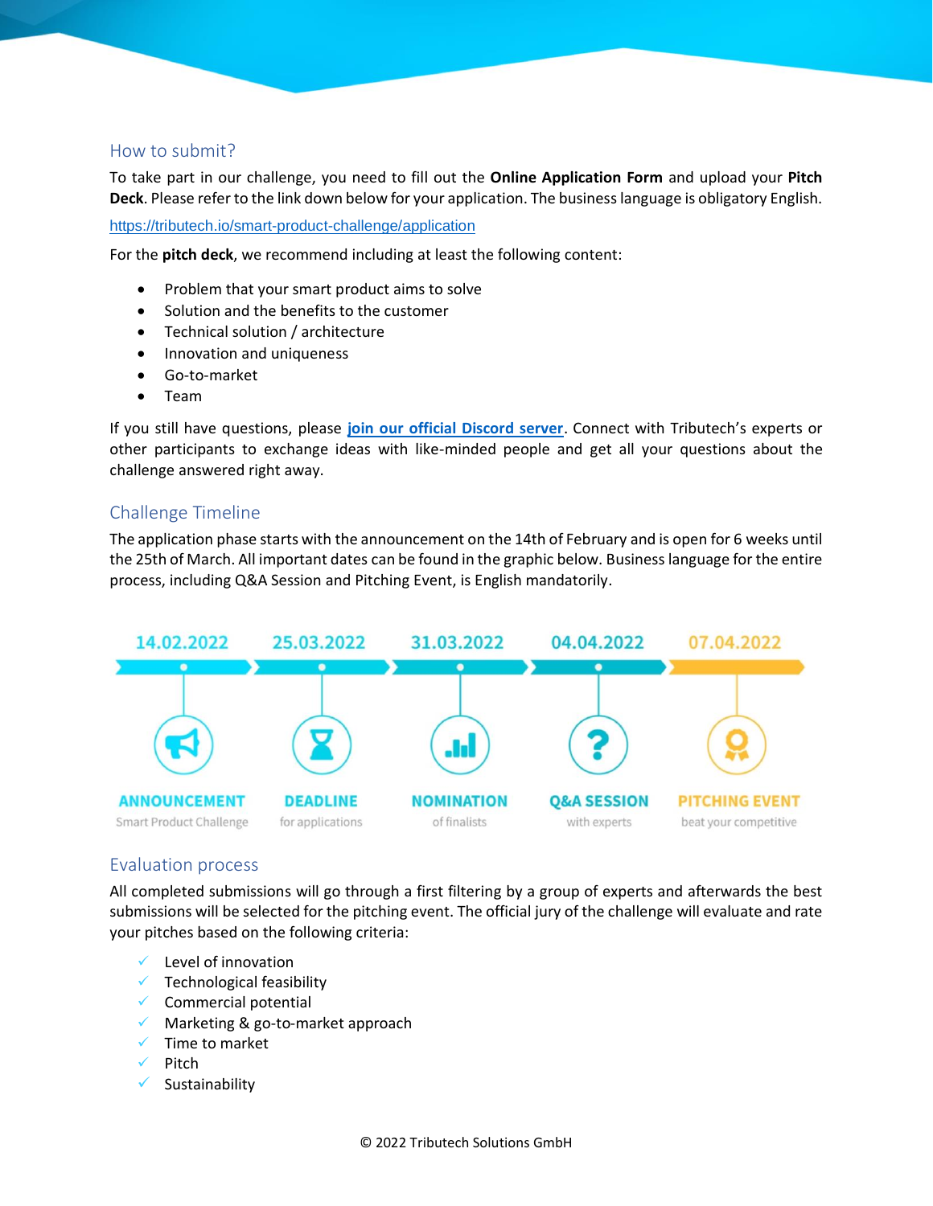## How to submit?

To take part in our challenge, you need to fill out the **Online Application Form** and upload your **Pitch Deck**. Please refer to the link down below for your application. The business language is obligatory English.

https://tributech.io/smart-product-challenge/application

For the **pitch deck**, we recommend including at least the following content:

- Problem that your smart product aims to solve
- Solution and the benefits to the customer
- Technical solution / architecture
- Innovation and uniqueness
- Go-to-market
- Team

If you still have questions, please **join our official Discord server**. Connect with Tributech's experts or other participants to exchange ideas with like-minded people and get all your questions about the challenge answered right away.

## Challenge Timeline

The application phase starts with the announcement on the 14th of February and is open for 6 weeks until the 25th of March. All important dates can be found in the graphic below. Business language for the entire process, including Q&A Session and Pitching Event, is English mandatorily.

| 14.02.2022 | 25.03.2022 | 31.03.2022 | 04.04.2022 | 07.04.2022 |
|---|---|---|---|---|
| **ANNOUNCEMENT** Smart Product Challenge | **DEADLINE** for applications | **NOMINATION** of finalists | **Q&A SESSION** with experts | **PITCHING EVENT** beat your competitive |

## Evaluation process

All completed submissions will go through a first filtering by a group of experts and afterwards the best submissions will be selected for the pitching event. The official jury of the challenge will evaluate and rate your pitches based on the following criteria:

- ✓ Level of innovation
- ✓ Technological feasibility
- ✓ Commercial potential
- ✓ Marketing & go-to-market approach
- ✓ Time to market
- ✓ Pitch
- ✓ Sustainability

© 2022 Tributech Solutions GmbH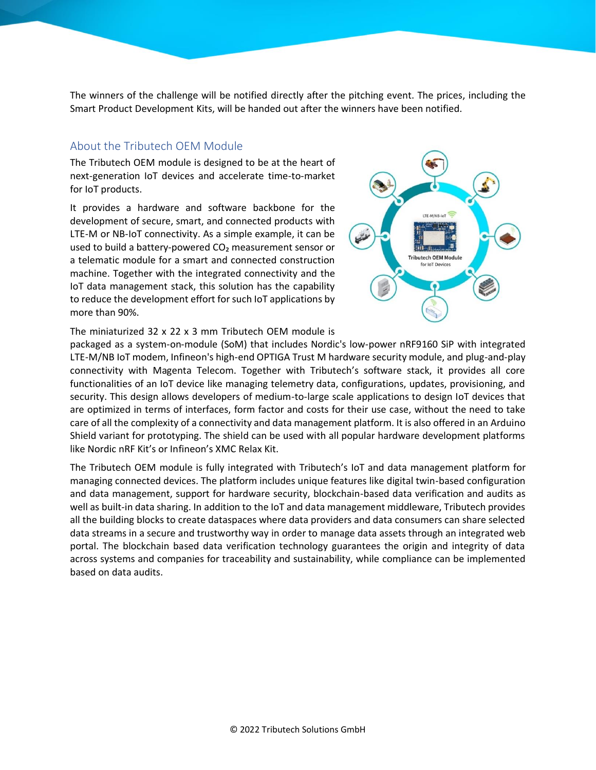The winners of the challenge will be notified directly after the pitching event. The prices, including the Smart Product Development Kits, will be handed out after the winners have been notified.

## About the Tributech OEM Module

The Tributech OEM module is designed to be at the heart of next-generation IoT devices and accelerate time-to-market for IoT products.

It provides a hardware and software backbone for the development of secure, smart, and connected products with LTE-M or NB-IoT connectivity. As a simple example, it can be used to build a battery-powered $CO_2$ measurement sensor or a telematic module for a smart and connected construction machine. Together with the integrated connectivity and the IoT data management stack, this solution has the capability to reduce the development effort for such IoT applications by more than 90%.

The miniaturized 32 x 22 x 3 mm Tributech OEM module is packaged as a system-on-module (SoM) that includes Nordic's low-power nRF9160 SiP with integrated LTE-M/NB IoT modem, Infineon's high-end OPTIGA Trust M hardware security module, and plug-and-play connectivity with Magenta Telecom. Together with Tributech's software stack, it provides all core functionalities of an IoT device like managing telemetry data, configurations, updates, provisioning, and security. This design allows developers of medium-to-large scale applications to design IoT devices that are optimized in terms of interfaces, form factor and costs for their use case, without the need to take care of all the complexity of a connectivity and data management platform. It is also offered in an Arduino Shield variant for prototyping. The shield can be used with all popular hardware development platforms like Nordic nRF Kit's or Infineon's XMC Relax Kit.

The Tributech OEM module is fully integrated with Tributech's IoT and data management platform for managing connected devices. The platform includes unique features like digital twin-based configuration and data management, support for hardware security, blockchain-based data verification and audits as well as built-in data sharing. In addition to the IoT and data management middleware, Tributech provides all the building blocks to create dataspaces where data providers and data consumers can share selected data streams in a secure and trustworthy way in order to manage data assets through an integrated web portal. The blockchain based data verification technology guarantees the origin and integrity of data across systems and companies for traceability and sustainability, while compliance can be implemented based on data audits.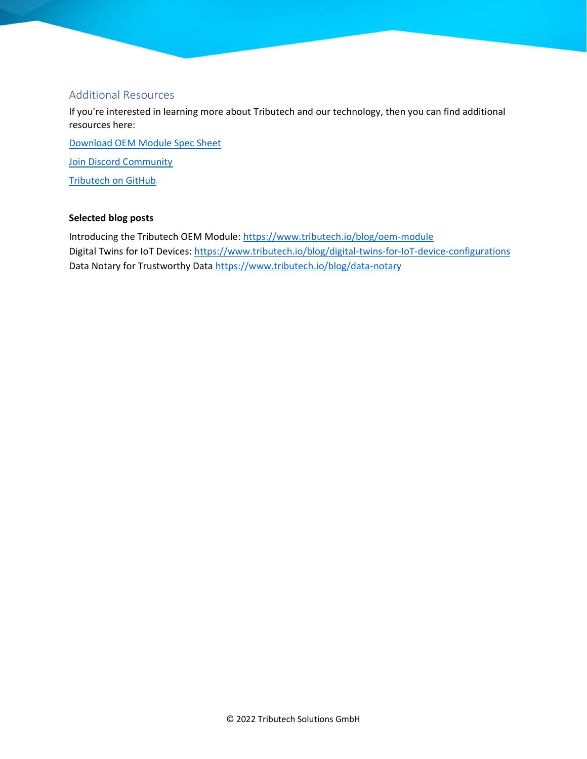## Additional Resources

If you're interested in learning more about Tributech and our technology, then you can find additional resources here:

Download OEM Module Spec Sheet

Join Discord Community

Tributech on GitHub

**Selected blog posts**

Introducing the Tributech OEM Module: https://www.tributech.io/blog/oem-module
Digital Twins for IoT Devices: https://www.tributech.io/blog/digital-twins-for-IoT-device-configurations
Data Notary for Trustworthy Data https://www.tributech.io/blog/data-notary

© 2022 Tributech Solutions GmbH